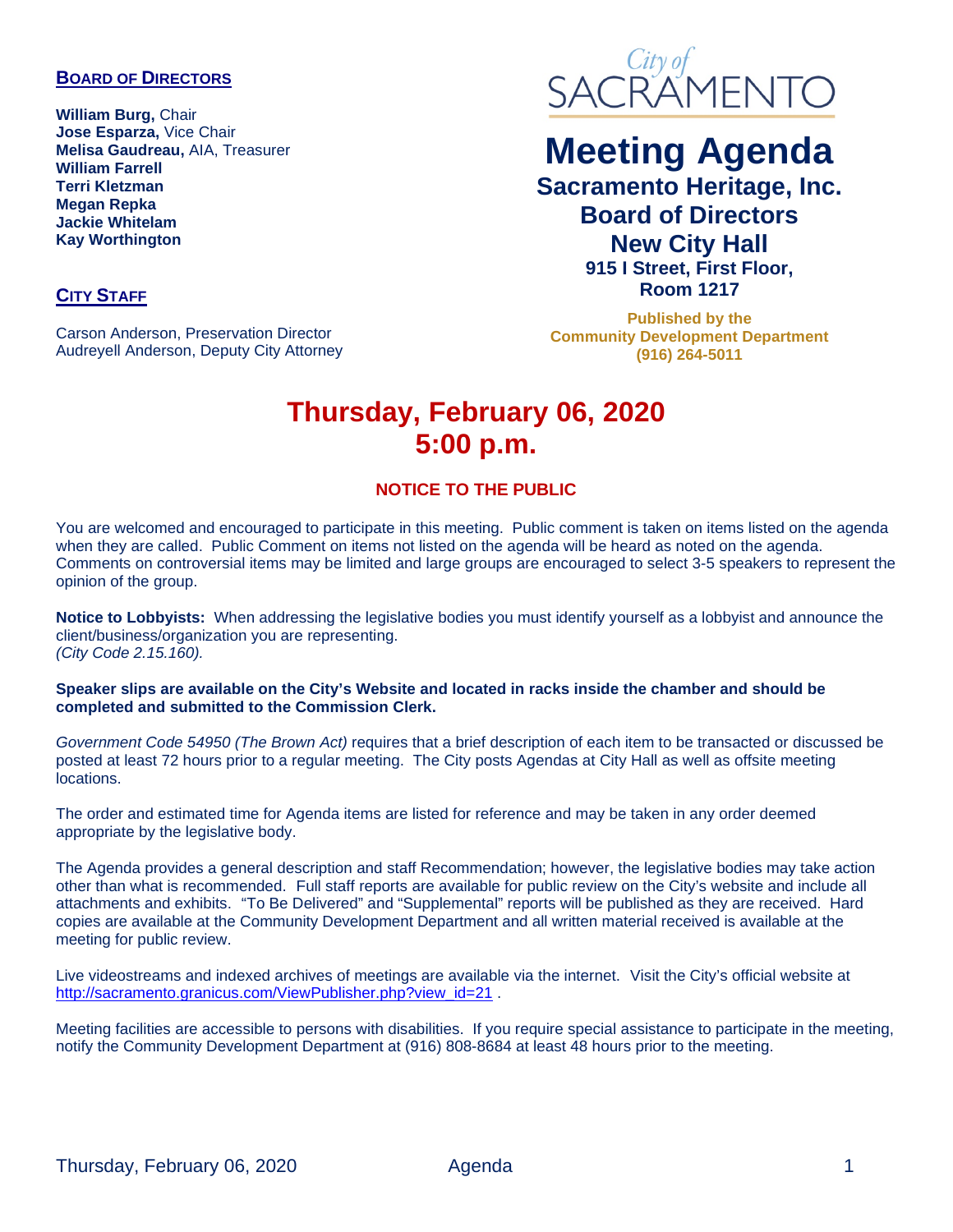## BOARD OF DIRECTORS

**William Burg,** Chair
**Jose Esparza,** Vice Chair
**Melisa Gaudreau,** AIA, Treasurer
**William Farrell**
**Terri Kletzman**
**Megan Repka**
**Jackie Whitelam**
**Kay Worthington**

## CITY STAFF

Carson Anderson, Preservation Director
Audreyell Anderson, Deputy City Attorney

City of SACRAMENTO

# Meeting Agenda

## Sacramento Heritage, Inc. Board of Directors New City Hall

**915 I Street, First Floor, Room 1217**

**Published by the Community Development Department (916) 264-5011**

# Thursday, February 06, 2020 5:00 p.m.

### NOTICE TO THE PUBLIC

You are welcomed and encouraged to participate in this meeting. Public comment is taken on items listed on the agenda when they are called. Public Comment on items not listed on the agenda will be heard as noted on the agenda. Comments on controversial items may be limited and large groups are encouraged to select 3-5 speakers to represent the opinion of the group.

**Notice to Lobbyists:** When addressing the legislative bodies you must identify yourself as a lobbyist and announce the client/business/organization you are representing.
*(City Code 2.15.160).*

**Speaker slips are available on the City's Website and located in racks inside the chamber and should be completed and submitted to the Commission Clerk.**

*Government Code 54950 (The Brown Act)* requires that a brief description of each item to be transacted or discussed be posted at least 72 hours prior to a regular meeting. The City posts Agendas at City Hall as well as offsite meeting locations.

The order and estimated time for Agenda items are listed for reference and may be taken in any order deemed appropriate by the legislative body.

The Agenda provides a general description and staff Recommendation; however, the legislative bodies may take action other than what is recommended. Full staff reports are available for public review on the City's website and include all attachments and exhibits. "To Be Delivered" and "Supplemental" reports will be published as they are received. Hard copies are available at the Community Development Department and all written material received is available at the meeting for public review.

Live videostreams and indexed archives of meetings are available via the internet. Visit the City's official website at http://sacramento.granicus.com/ViewPublisher.php?view_id=21 .

Meeting facilities are accessible to persons with disabilities. If you require special assistance to participate in the meeting, notify the Community Development Department at (916) 808-8684 at least 48 hours prior to the meeting.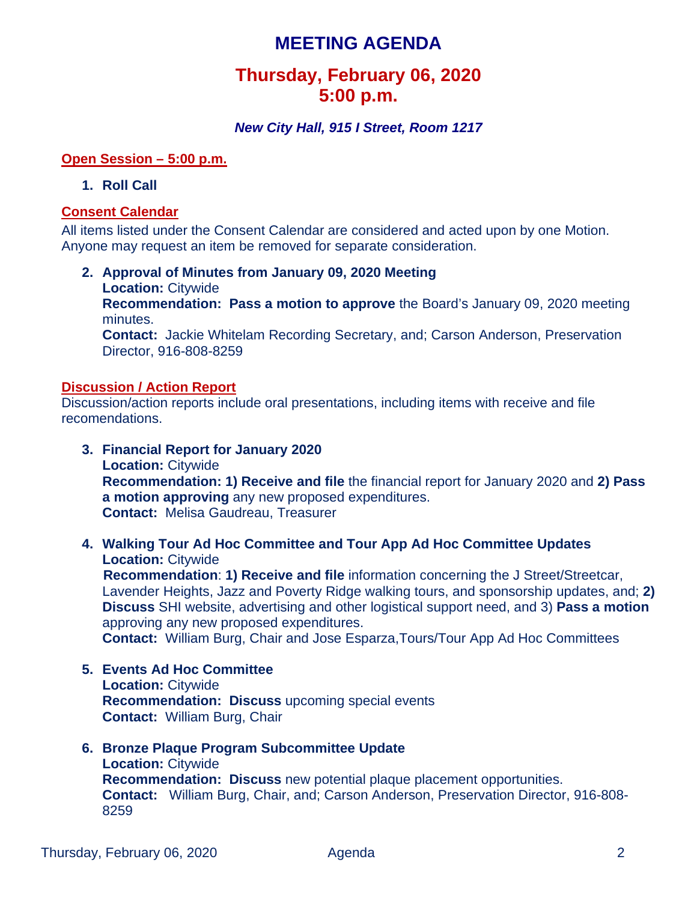# MEETING AGENDA

## Thursday, February 06, 2020
## 5:00 p.m.

***New City Hall, 915 I Street, Room 1217***

**Open Session – 5:00 p.m.**

1. **Roll Call**

**Consent Calendar**

All items listed under the Consent Calendar are considered and acted upon by one Motion. Anyone may request an item be removed for separate consideration.

2. **Approval of Minutes from January 09, 2020 Meeting**
   **Location:** Citywide
   **Recommendation: Pass a motion to approve** the Board's January 09, 2020 meeting minutes.
   **Contact:** Jackie Whitelam Recording Secretary, and; Carson Anderson, Preservation Director, 916-808-8259

**Discussion / Action Report**

Discussion/action reports include oral presentations, including items with receive and file recomendations.

3. **Financial Report for January 2020**
   **Location:** Citywide
   **Recommendation: 1) Receive and file** the financial report for January 2020 and **2) Pass a motion approving** any new proposed expenditures.
   **Contact:** Melisa Gaudreau, Treasurer

4. **Walking Tour Ad Hoc Committee and Tour App Ad Hoc Committee Updates**
   **Location:** Citywide
   **Recommendation**: **1) Receive and file** information concerning the J Street/Streetcar, Lavender Heights, Jazz and Poverty Ridge walking tours, and sponsorship updates, and; **2) Discuss** SHI website, advertising and other logistical support need, and 3) **Pass a motion** approving any new proposed expenditures.
   **Contact:** William Burg, Chair and Jose Esparza,Tours/Tour App Ad Hoc Committees

5. **Events Ad Hoc Committee**
   **Location:** Citywide
   **Recommendation: Discuss** upcoming special events
   **Contact:** William Burg, Chair

6. **Bronze Plaque Program Subcommittee Update**
   **Location:** Citywide
   **Recommendation: Discuss** new potential plaque placement opportunities.
   **Contact:** William Burg, Chair, and; Carson Anderson, Preservation Director, 916-808-8259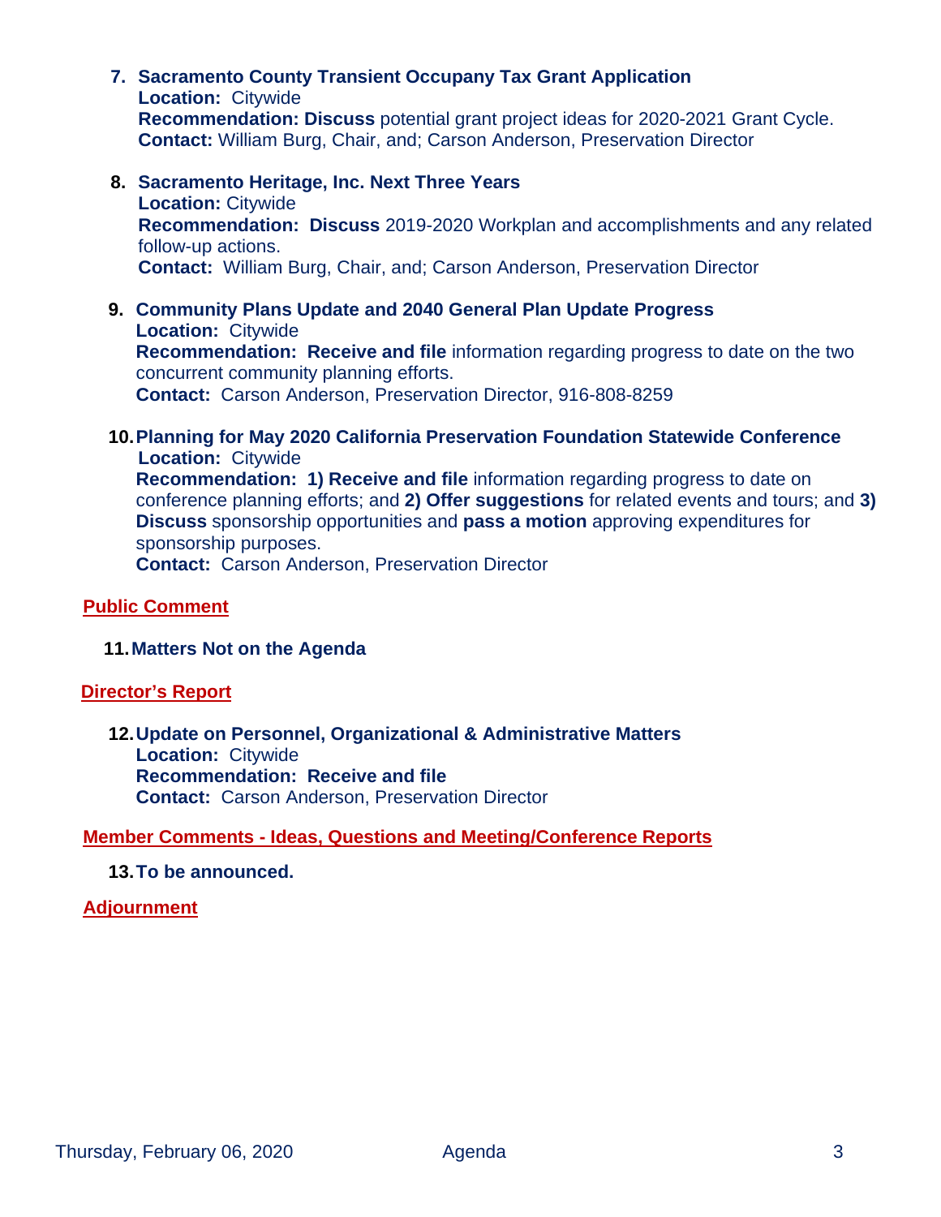7. **Sacramento County Transient Occupany Tax Grant Application**
   **Location:** Citywide
   **Recommendation: Discuss** potential grant project ideas for 2020-2021 Grant Cycle.
   **Contact:** William Burg, Chair, and; Carson Anderson, Preservation Director

8. **Sacramento Heritage, Inc. Next Three Years**
   **Location:** Citywide
   **Recommendation: Discuss** 2019-2020 Workplan and accomplishments and any related follow-up actions.
   **Contact:** William Burg, Chair, and; Carson Anderson, Preservation Director

9. **Community Plans Update and 2040 General Plan Update Progress**
   **Location:** Citywide
   **Recommendation: Receive and file** information regarding progress to date on the two concurrent community planning efforts.
   **Contact:** Carson Anderson, Preservation Director, 916-808-8259

10. **Planning for May 2020 California Preservation Foundation Statewide Conference**
    **Location:** Citywide
    **Recommendation: 1) Receive and file** information regarding progress to date on conference planning efforts; and **2) Offer suggestions** for related events and tours; and **3) Discuss** sponsorship opportunities and **pass a motion** approving expenditures for sponsorship purposes.
    **Contact:** Carson Anderson, Preservation Director

## Public Comment

11. **Matters Not on the Agenda**

## Director's Report

12. **Update on Personnel, Organizational & Administrative Matters**
    **Location:** Citywide
    **Recommendation: Receive and file**
    **Contact:** Carson Anderson, Preservation Director

## Member Comments - Ideas, Questions and Meeting/Conference Reports

13. **To be announced.**

## Adjournment